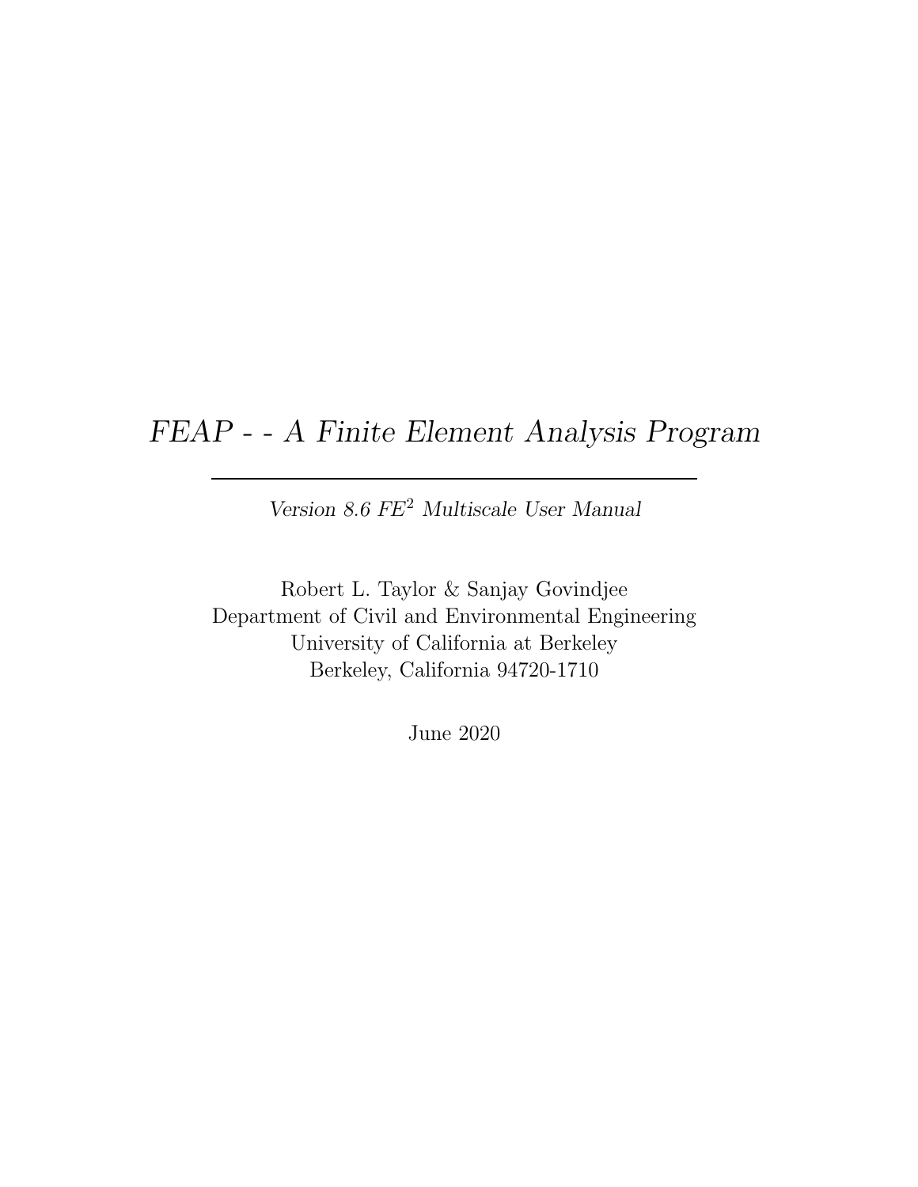# *FEAP - - A Finite Element Analysis Program*

---

*Version 8.6 $FE^2$ Multiscale User Manual*

Robert L. Taylor & Sanjay Govindjee
Department of Civil and Environmental Engineering
University of California at Berkeley
Berkeley, California 94720-1710

June 2020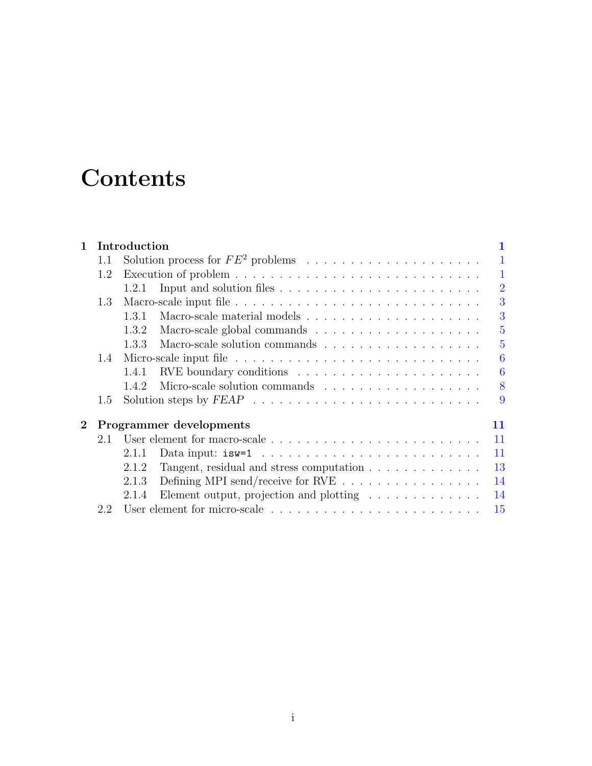# Contents

- **1 Introduction** — **1**
  - 1.1 Solution process for $FE^2$ problems — 1
  - 1.2 Execution of problem — 1
    - 1.2.1 Input and solution files — 2
  - 1.3 Macro-scale input file — 3
    - 1.3.1 Macro-scale material models — 3
    - 1.3.2 Macro-scale global commands — 5
    - 1.3.3 Macro-scale solution commands — 5
  - 1.4 Micro-scale input file — 6
    - 1.4.1 RVE boundary conditions — 6
    - 1.4.2 Micro-scale solution commands — 8
  - 1.5 Solution steps by *FEAP* — 9
- **2 Programmer developments** — **11**
  - 2.1 User element for macro-scale — 11
    - 2.1.1 Data input: `isw=1` — 11
    - 2.1.2 Tangent, residual and stress computation — 13
    - 2.1.3 Defining MPI send/receive for RVE — 14
    - 2.1.4 Element output, projection and plotting — 14
  - 2.2 User element for micro-scale — 15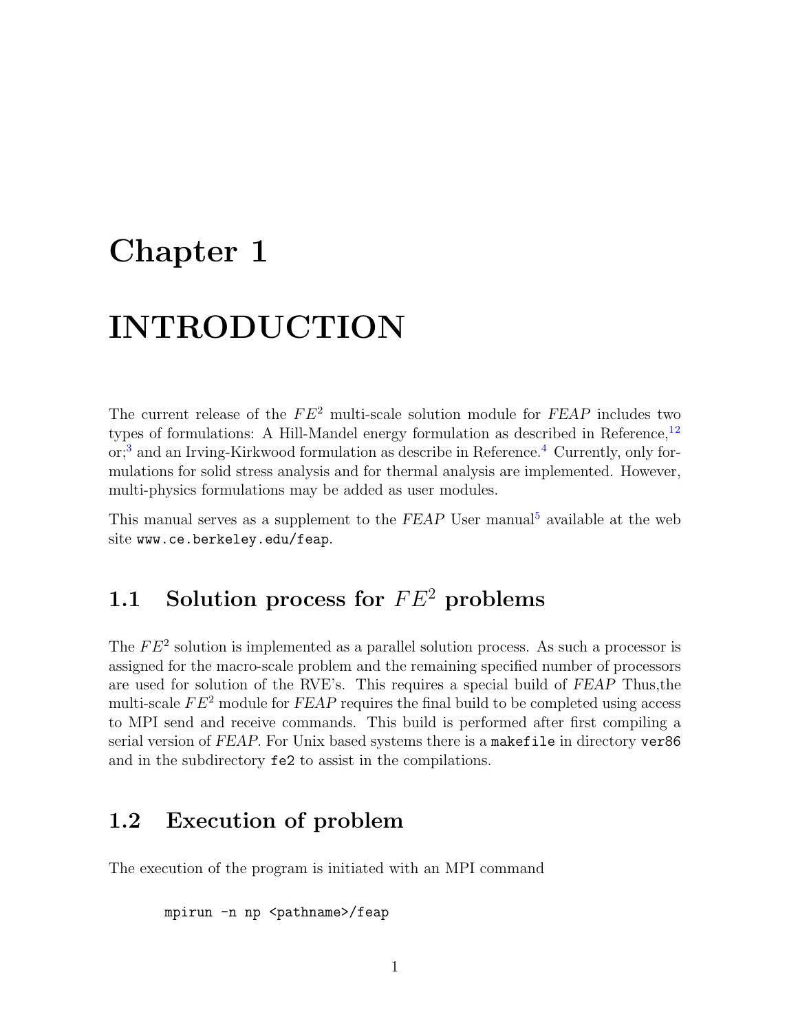# Chapter 1

# INTRODUCTION

The current release of the $FE^2$ multi-scale solution module for *FEAP* includes two types of formulations: A Hill-Mandel energy formulation as described in Reference,[1,2] or;[3] and an Irving-Kirkwood formulation as describe in Reference.[4] Currently, only formulations for solid stress analysis and for thermal analysis are implemented. However, multi-physics formulations may be added as user modules.

This manual serves as a supplement to the *FEAP* User manual[5] available at the web site `www.ce.berkeley.edu/feap`.

## 1.1 Solution process for $FE^2$ problems

The $FE^2$ solution is implemented as a parallel solution process. As such a processor is assigned for the macro-scale problem and the remaining specified number of processors are used for solution of the RVE's. This requires a special build of *FEAP* Thus,the multi-scale $FE^2$ module for *FEAP* requires the final build to be completed using access to MPI send and receive commands. This build is performed after first compiling a serial version of *FEAP*. For Unix based systems there is a `makefile` in directory `ver86` and in the subdirectory `fe2` to assist in the compilations.

## 1.2 Execution of problem

The execution of the program is initiated with an MPI command

```
mpirun -n np <pathname>/feap
```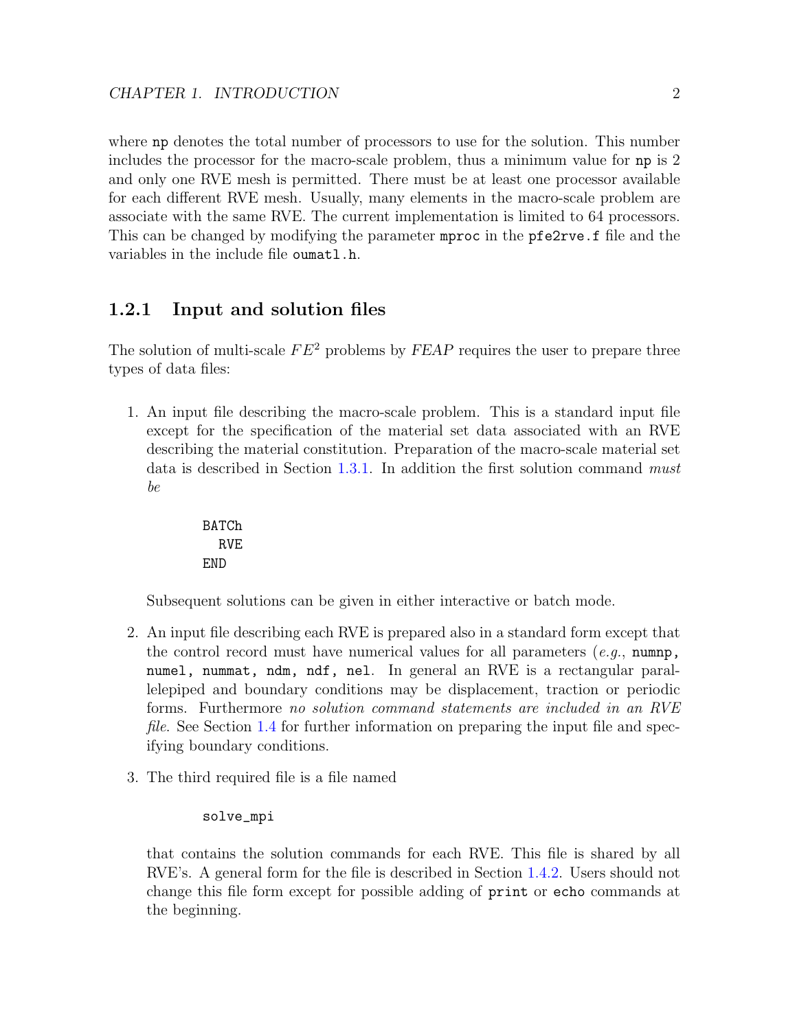where `np` denotes the total number of processors to use for the solution. This number includes the processor for the macro-scale problem, thus a minimum value for `np` is 2 and only one RVE mesh is permitted. There must be at least one processor available for each different RVE mesh. Usually, many elements in the macro-scale problem are associate with the same RVE. The current implementation is limited to 64 processors. This can be changed by modifying the parameter `mproc` in the `pfe2rve.f` file and the variables in the include file `oumatl.h`.

### 1.2.1 Input and solution files

The solution of multi-scale $FE^2$ problems by *FEAP* requires the user to prepare three types of data files:

1. An input file describing the macro-scale problem. This is a standard input file except for the specification of the material set data associated with an RVE describing the material constitution. Preparation of the macro-scale material set data is described in Section 1.3.1. In addition the first solution command *must be*

   ```
   BATCh
     RVE
   END
   ```

   Subsequent solutions can be given in either interactive or batch mode.

2. An input file describing each RVE is prepared also in a standard form except that the control record must have numerical values for all parameters (*e.g.*, `numnp, numel, nummat, ndm, ndf, nel`. In general an RVE is a rectangular parallelepiped and boundary conditions may be displacement, traction or periodic forms. Furthermore *no solution command statements are included in an RVE file*. See Section 1.4 for further information on preparing the input file and specifying boundary conditions.

3. The third required file is a file named

   ```
   solve_mpi
   ```

   that contains the solution commands for each RVE. This file is shared by all RVE's. A general form for the file is described in Section 1.4.2. Users should not change this file form except for possible adding of `print` or `echo` commands at the beginning.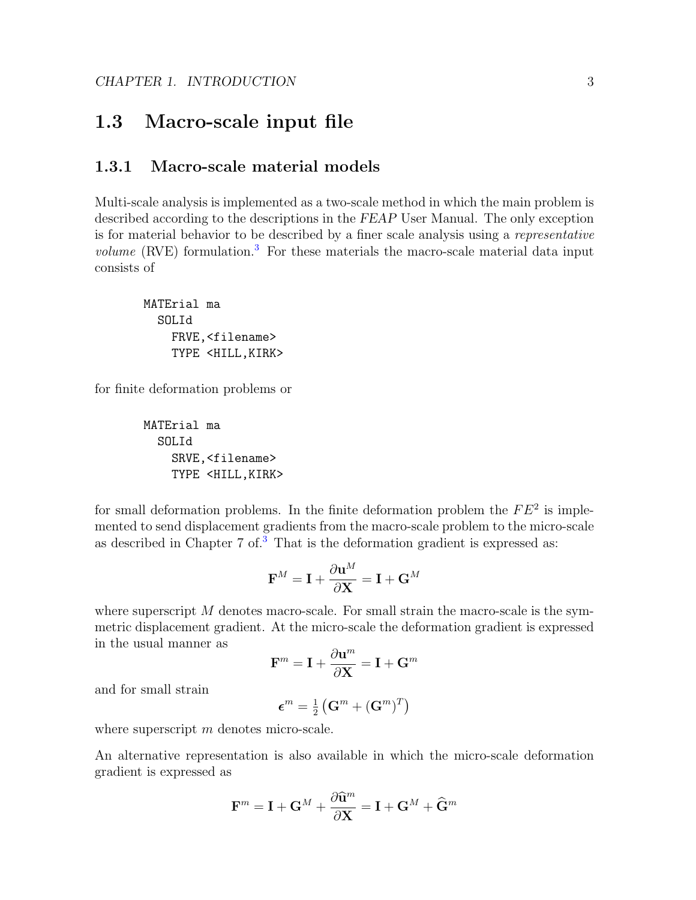## 1.3 Macro-scale input file

### 1.3.1 Macro-scale material models

Multi-scale analysis is implemented as a two-scale method in which the main problem is described according to the descriptions in the *FEAP* User Manual. The only exception is for material behavior to be described by a finer scale analysis using a *representative volume* (RVE) formulation.[3] For these materials the macro-scale material data input consists of

```
MATErial ma
  SOLId
    FRVE,<filename>
    TYPE <HILL,KIRK>
```

for finite deformation problems or

```
MATErial ma
  SOLId
    SRVE,<filename>
    TYPE <HILL,KIRK>
```

for small deformation problems. In the finite deformation problem the $FE^2$ is implemented to send displacement gradients from the macro-scale problem to the micro-scale as described in Chapter 7 of.[3] That is the deformation gradient is expressed as:

$$\mathbf{F}^M = \mathbf{I} + \frac{\partial \mathbf{u}^M}{\partial \mathbf{X}} = \mathbf{I} + \mathbf{G}^M$$

where superscript $M$ denotes macro-scale. For small strain the macro-scale is the symmetric displacement gradient. At the micro-scale the deformation gradient is expressed in the usual manner as

$$\mathbf{F}^m = \mathbf{I} + \frac{\partial \mathbf{u}^m}{\partial \mathbf{X}} = \mathbf{I} + \mathbf{G}^m$$

and for small strain

$$\boldsymbol{\epsilon}^m = \tfrac{1}{2}\left(\mathbf{G}^m + (\mathbf{G}^m)^T\right)$$

where superscript $m$ denotes micro-scale.

An alternative representation is also available in which the micro-scale deformation gradient is expressed as

$$\mathbf{F}^m = \mathbf{I} + \mathbf{G}^M + \frac{\partial \widehat{\mathbf{u}}^m}{\partial \mathbf{X}} = \mathbf{I} + \mathbf{G}^M + \widehat{\mathbf{G}}^m$$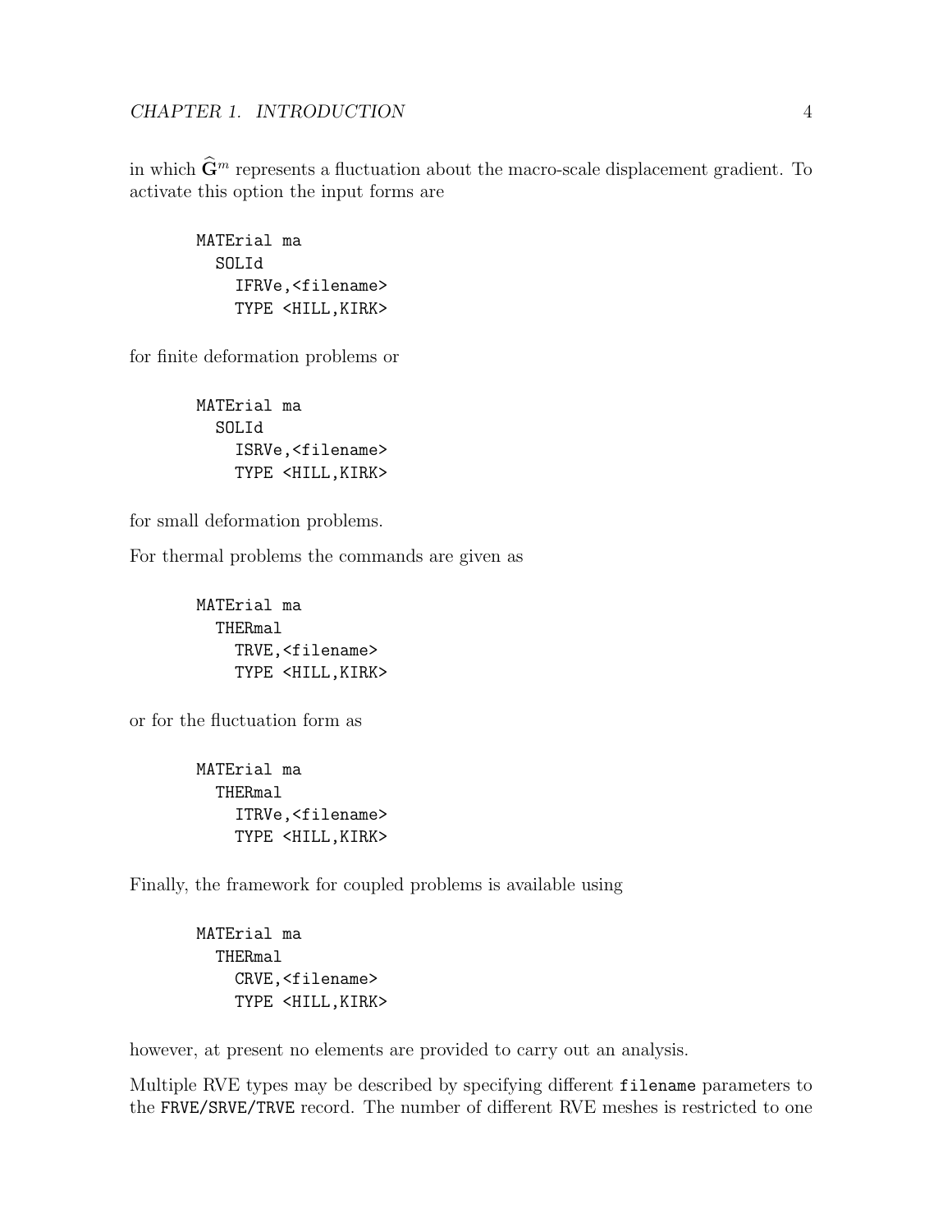in which $\widehat{\mathbf{G}}^m$ represents a fluctuation about the macro-scale displacement gradient. To activate this option the input forms are

```
MATErial ma
  SOLId
    IFRVe,<filename>
    TYPE <HILL,KIRK>
```

for finite deformation problems or

```
MATErial ma
  SOLId
    ISRVe,<filename>
    TYPE <HILL,KIRK>
```

for small deformation problems.

For thermal problems the commands are given as

```
MATErial ma
  THERmal
    TRVE,<filename>
    TYPE <HILL,KIRK>
```

or for the fluctuation form as

```
MATErial ma
  THERmal
    ITRVe,<filename>
    TYPE <HILL,KIRK>
```

Finally, the framework for coupled problems is available using

```
MATErial ma
  THERmal
    CRVE,<filename>
    TYPE <HILL,KIRK>
```

however, at present no elements are provided to carry out an analysis.

Multiple RVE types may be described by specifying different `filename` parameters to the `FRVE/SRVE/TRVE` record. The number of different RVE meshes is restricted to one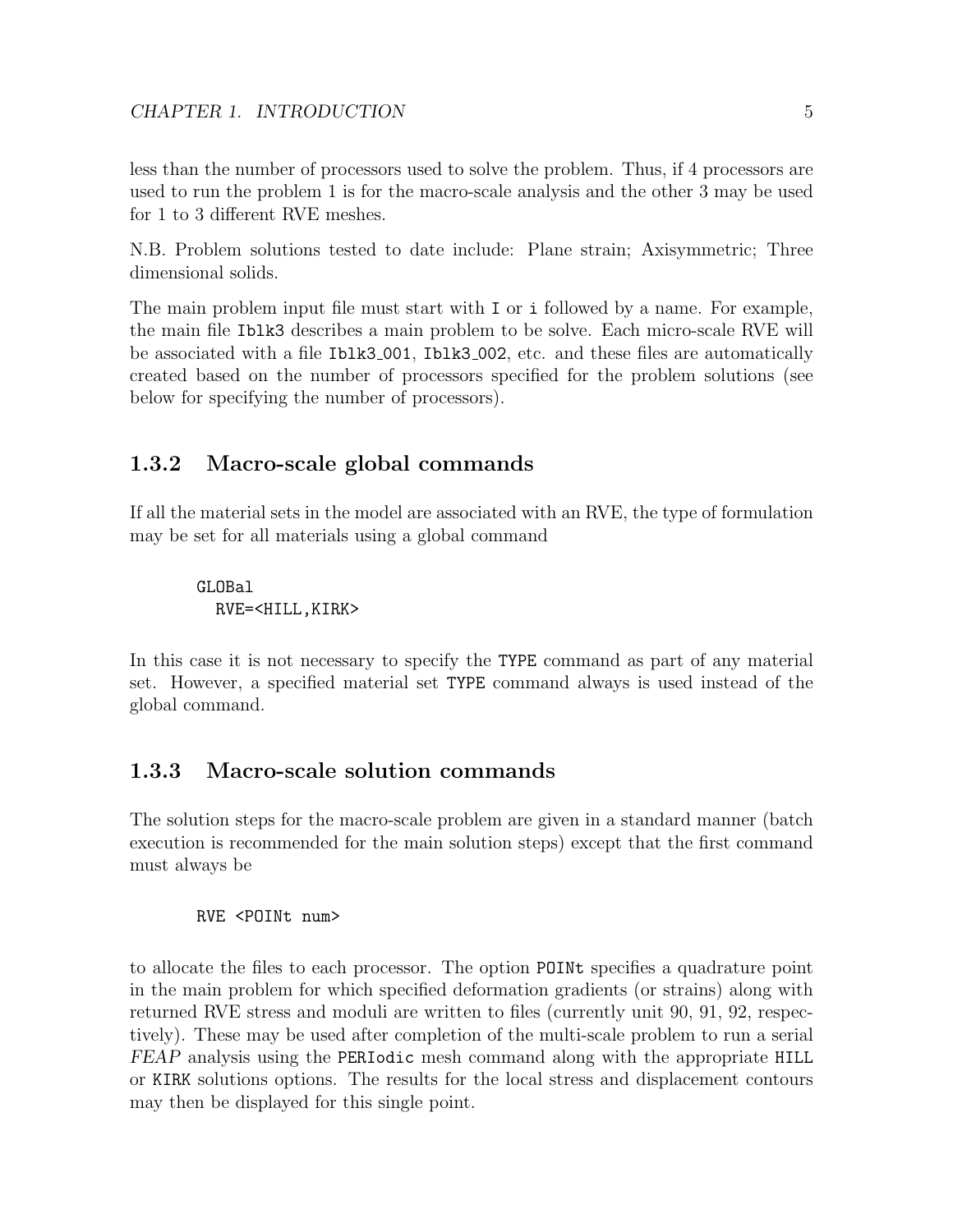less than the number of processors used to solve the problem. Thus, if 4 processors are used to run the problem 1 is for the macro-scale analysis and the other 3 may be used for 1 to 3 different RVE meshes.

N.B. Problem solutions tested to date include: Plane strain; Axisymmetric; Three dimensional solids.

The main problem input file must start with `I` or `i` followed by a name. For example, the main file `Iblk3` describes a main problem to be solve. Each micro-scale RVE will be associated with a file `Iblk3_001`, `Iblk3_002`, etc. and these files are automatically created based on the number of processors specified for the problem solutions (see below for specifying the number of processors).

### 1.3.2 Macro-scale global commands

If all the material sets in the model are associated with an RVE, the type of formulation may be set for all materials using a global command

```
GLOBal
  RVE=<HILL,KIRK>
```

In this case it is not necessary to specify the `TYPE` command as part of any material set. However, a specified material set `TYPE` command always is used instead of the global command.

### 1.3.3 Macro-scale solution commands

The solution steps for the macro-scale problem are given in a standard manner (batch execution is recommended for the main solution steps) except that the first command must always be

```
RVE <POINt num>
```

to allocate the files to each processor. The option `POINt` specifies a quadrature point in the main problem for which specified deformation gradients (or strains) along with returned RVE stress and moduli are written to files (currently unit 90, 91, 92, respectively). These may be used after completion of the multi-scale problem to run a serial *FEAP* analysis using the `PERIodic` mesh command along with the appropriate `HILL` or `KIRK` solutions options. The results for the local stress and displacement contours may then be displayed for this single point.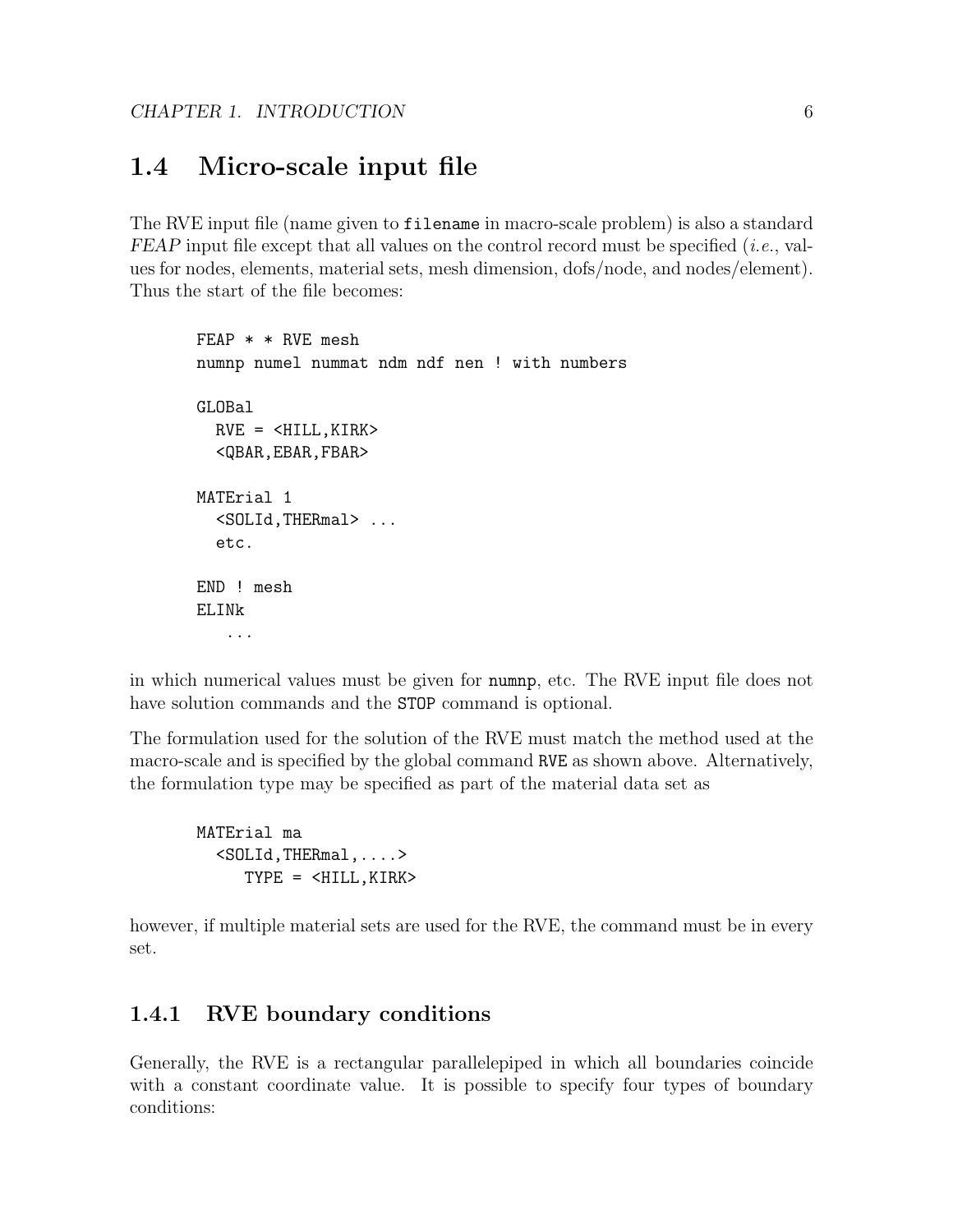## 1.4 Micro-scale input file

The RVE input file (name given to `filename` in macro-scale problem) is also a standard *FEAP* input file except that all values on the control record must be specified (*i.e.*, values for nodes, elements, material sets, mesh dimension, dofs/node, and nodes/element). Thus the start of the file becomes:

```
FEAP * * RVE mesh
numnp numel nummat ndm ndf nen ! with numbers

GLOBal
  RVE = <HILL,KIRK>
  <QBAR,EBAR,FBAR>

MATErial 1
  <SOLId,THERmal> ...
  etc.

END ! mesh
ELINk
   ...
```

in which numerical values must be given for `numnp`, etc. The RVE input file does not have solution commands and the `STOP` command is optional.

The formulation used for the solution of the RVE must match the method used at the macro-scale and is specified by the global command `RVE` as shown above. Alternatively, the formulation type may be specified as part of the material data set as

```
MATErial ma
  <SOLId,THERmal,....>
     TYPE = <HILL,KIRK>
```

however, if multiple material sets are used for the RVE, the command must be in every set.

### 1.4.1 RVE boundary conditions

Generally, the RVE is a rectangular parallelepiped in which all boundaries coincide with a constant coordinate value. It is possible to specify four types of boundary conditions: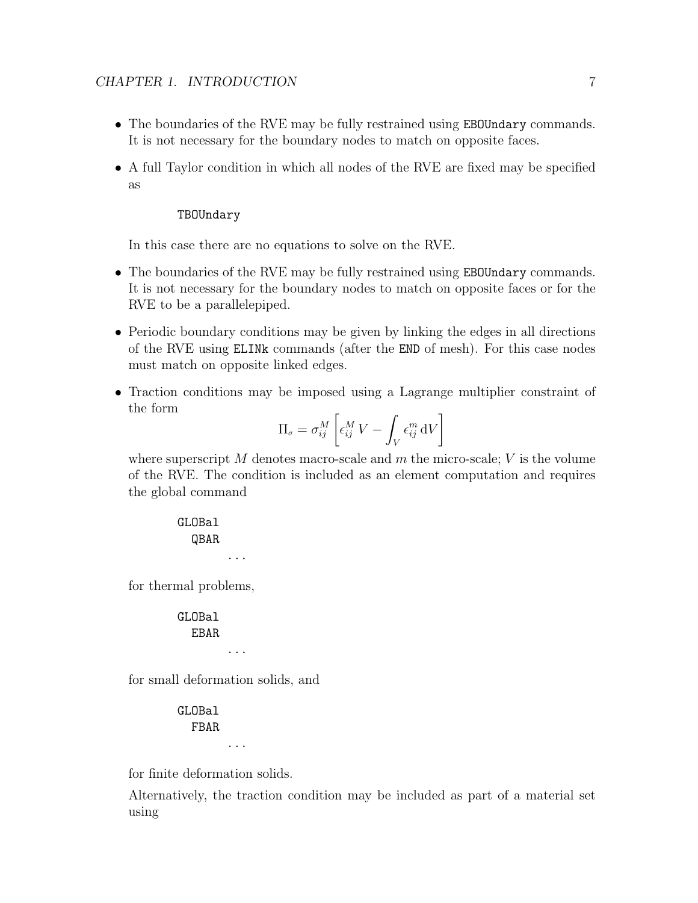- The boundaries of the RVE may be fully restrained using `EBOUndary` commands. It is not necessary for the boundary nodes to match on opposite faces.

- A full Taylor condition in which all nodes of the RVE are fixed may be specified as

  ```
  TBOUndary
  ```

  In this case there are no equations to solve on the RVE.

- The boundaries of the RVE may be fully restrained using `EBOUndary` commands. It is not necessary for the boundary nodes to match on opposite faces or for the RVE to be a parallelepiped.

- Periodic boundary conditions may be given by linking the edges in all directions of the RVE using `ELINk` commands (after the `END` of mesh). For this case nodes must match on opposite linked edges.

- Traction conditions may be imposed using a Lagrange multiplier constraint of the form

  $$\Pi_\sigma = \sigma_{ij}^M \left[ \epsilon_{ij}^M \, V - \int_V \epsilon_{ij}^m \, \mathrm{d}V \right]$$

  where superscript $M$ denotes macro-scale and $m$ the micro-scale; $V$ is the volume of the RVE. The condition is included as an element computation and requires the global command

  ```
  GLOBal
    QBAR
        ...
  ```

  for thermal problems,

  ```
  GLOBal
    EBAR
        ...
  ```

  for small deformation solids, and

  ```
  GLOBal
    FBAR
        ...
  ```

  for finite deformation solids.

  Alternatively, the traction condition may be included as part of a material set using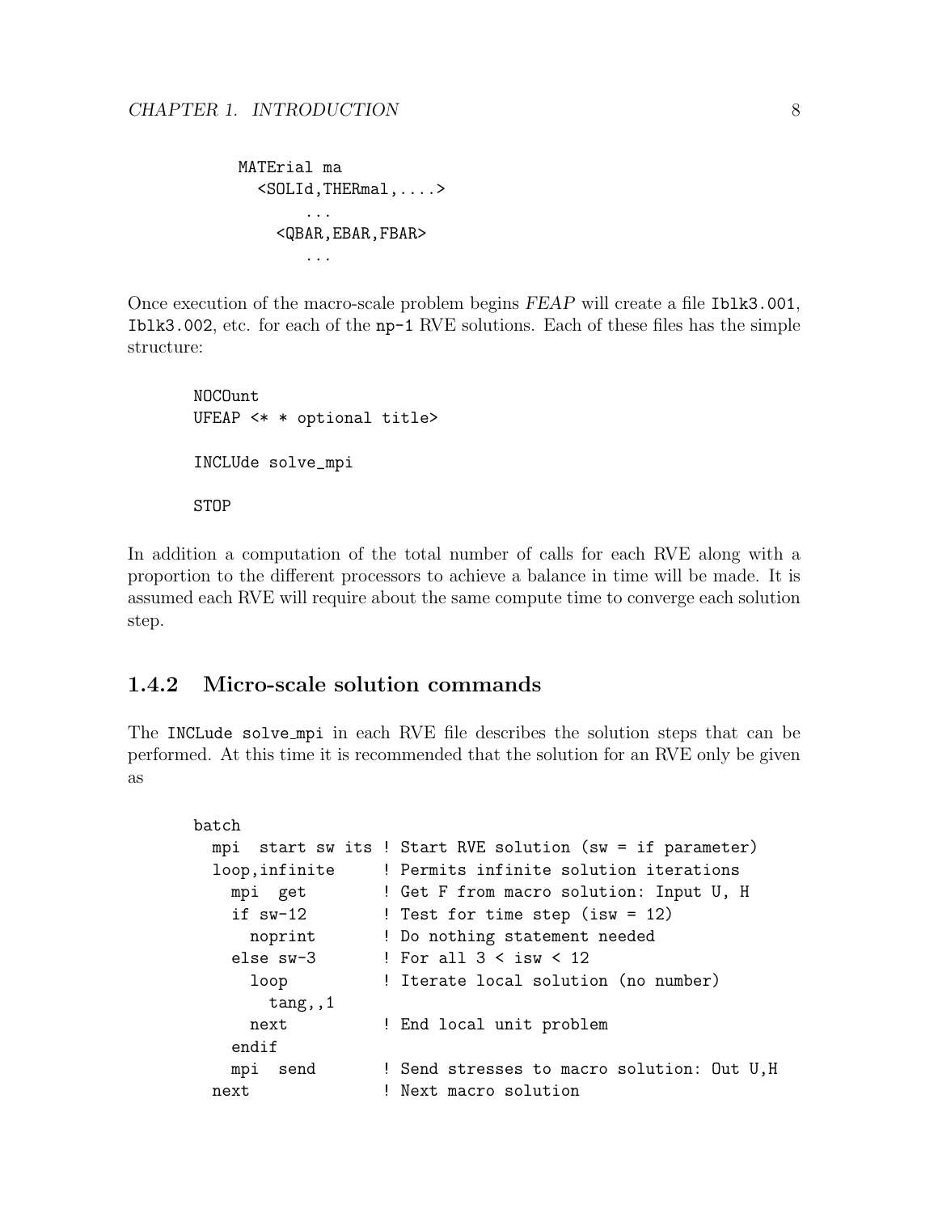```
MATErial ma
  <SOLId,THERmal,....>
       ...
    <QBAR,EBAR,FBAR>
       ...
```

Once execution of the macro-scale problem begins *FEAP* will create a file `Iblk3.001`, `Iblk3.002`, etc. for each of the `np-1` RVE solutions. Each of these files has the simple structure:

```
NOCOunt
UFEAP <* * optional title>

INCLUde solve_mpi

STOP
```

In addition a computation of the total number of calls for each RVE along with a proportion to the different processors to achieve a balance in time will be made. It is assumed each RVE will require about the same compute time to converge each solution step.

### 1.4.2 Micro-scale solution commands

The `INCLude solve_mpi` in each RVE file describes the solution steps that can be performed. At this time it is recommended that the solution for an RVE only be given as

```
batch
  mpi  start sw its ! Start RVE solution (sw = if parameter)
  loop,infinite     ! Permits infinite solution iterations
    mpi  get        ! Get F from macro solution: Input U, H
    if sw-12        ! Test for time step (isw = 12)
      noprint       ! Do nothing statement needed
    else sw-3       ! For all 3 < isw < 12
      loop          ! Iterate local solution (no number)
        tang,,1
      next          ! End local unit problem
    endif
    mpi  send       ! Send stresses to macro solution: Out U,H
  next              ! Next macro solution
```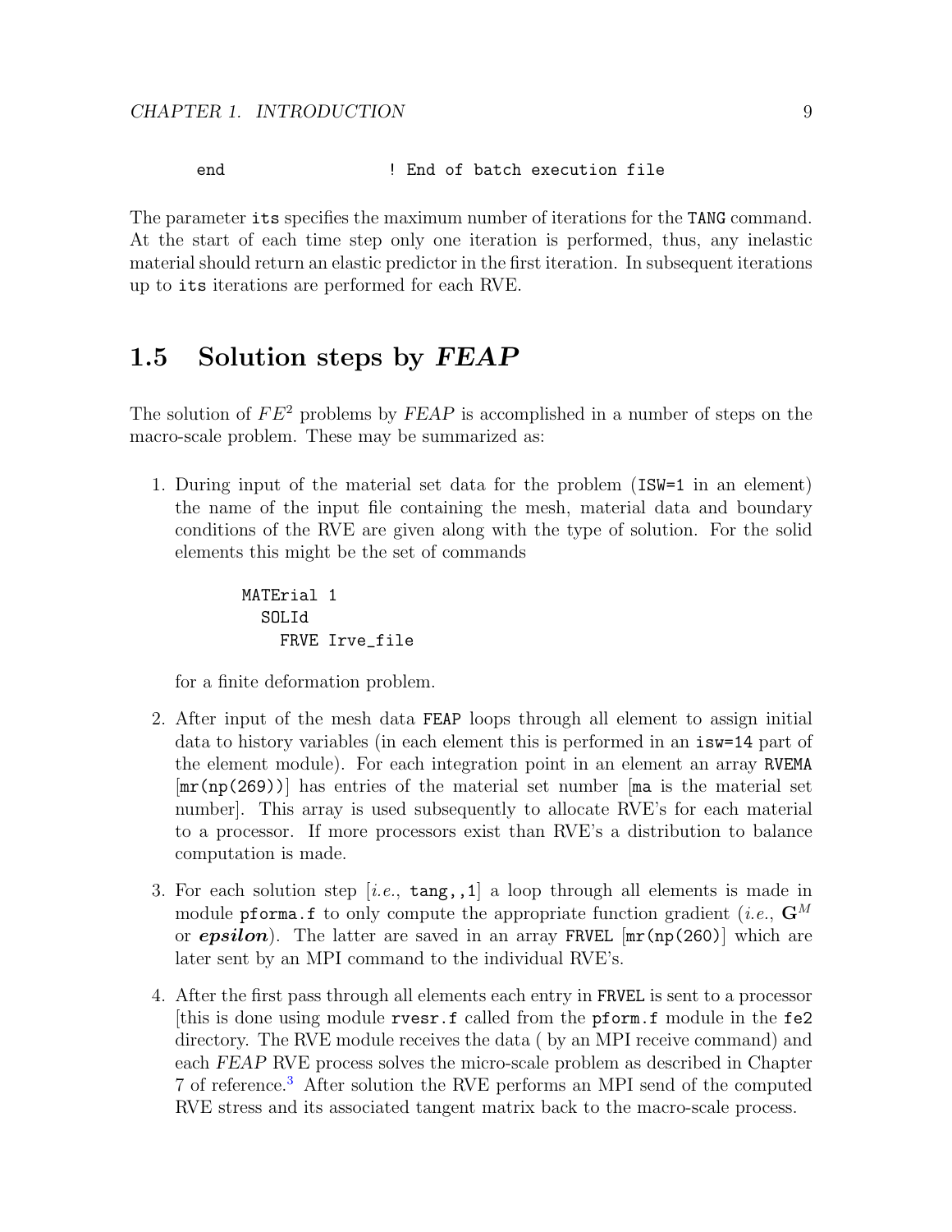```
end                    ! End of batch execution file
```

The parameter `its` specifies the maximum number of iterations for the `TANG` command. At the start of each time step only one iteration is performed, thus, any inelastic material should return an elastic predictor in the first iteration. In subsequent iterations up to `its` iterations are performed for each RVE.

## 1.5 Solution steps by *FEAP*

The solution of $FE^2$ problems by *FEAP* is accomplished in a number of steps on the macro-scale problem. These may be summarized as:

1. During input of the material set data for the problem (`ISW=1` in an element) the name of the input file containing the mesh, material data and boundary conditions of the RVE are given along with the type of solution. For the solid elements this might be the set of commands

   ```
   MATErial 1
     SOLId
       FRVE Irve_file
   ```

   for a finite deformation problem.

2. After input of the mesh data `FEAP` loops through all element to assign initial data to history variables (in each element this is performed in an `isw=14` part of the element module). For each integration point in an element an array `RVEMA` [`mr(np(269))`] has entries of the material set number [`ma` is the material set number]. This array is used subsequently to allocate RVE's for each material to a processor. If more processors exist than RVE's a distribution to balance computation is made.

3. For each solution step [*i.e.*, `tang,,1`] a loop through all elements is made in module `pforma.f` to only compute the appropriate function gradient (*i.e.*, $\mathbf{G}^M$ or $\boldsymbol{epsilon}$). The latter are saved in an array `FRVEL` [`mr(np(260)`] which are later sent by an MPI command to the individual RVE's.

4. After the first pass through all elements each entry in `FRVEL` is sent to a processor [this is done using module `rvesr.f` called from the `pform.f` module in the `fe2` directory. The RVE module receives the data ( by an MPI receive command) and each *FEAP* RVE process solves the micro-scale problem as described in Chapter 7 of reference.[3] After solution the RVE performs an MPI send of the computed RVE stress and its associated tangent matrix back to the macro-scale process.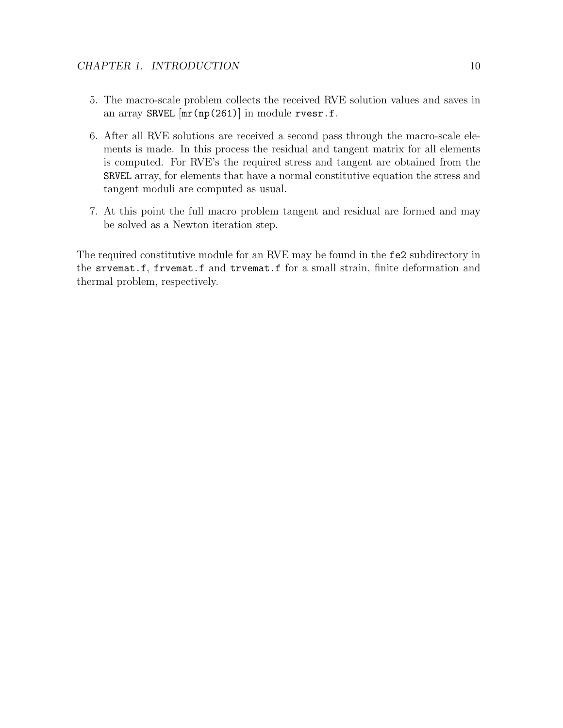5. The macro-scale problem collects the received RVE solution values and saves in an array `SRVEL` [`mr(np(261)`] in module `rvesr.f`.

6. After all RVE solutions are received a second pass through the macro-scale elements is made. In this process the residual and tangent matrix for all elements is computed. For RVE's the required stress and tangent are obtained from the `SRVEL` array, for elements that have a normal constitutive equation the stress and tangent moduli are computed as usual.

7. At this point the full macro problem tangent and residual are formed and may be solved as a Newton iteration step.

The required constitutive module for an RVE may be found in the `fe2` subdirectory in the `srvemat.f`, `frvemat.f` and `trvemat.f` for a small strain, finite deformation and thermal problem, respectively.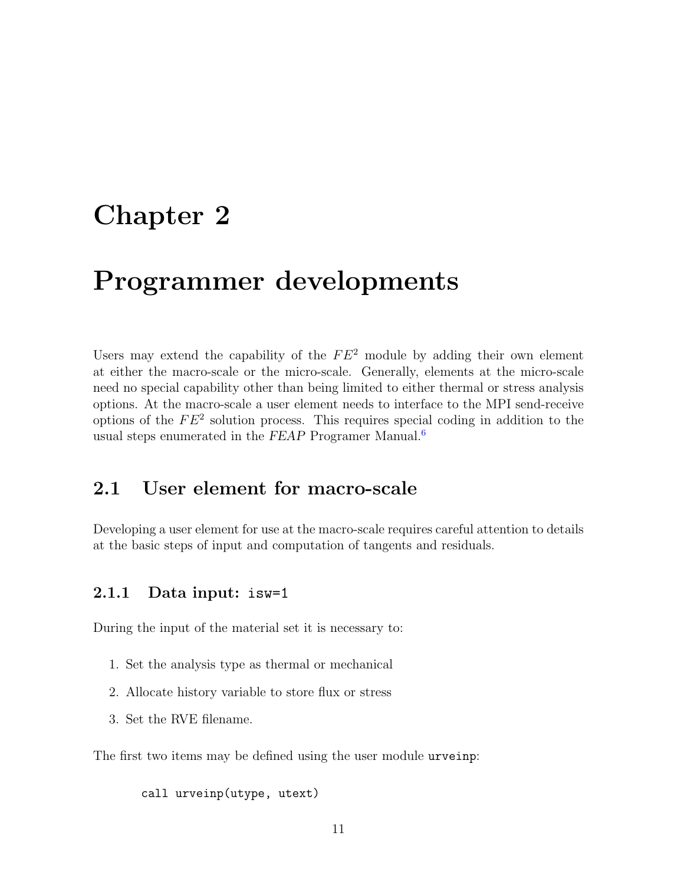# Chapter 2

# Programmer developments

Users may extend the capability of the $FE^2$ module by adding their own element at either the macro-scale or the micro-scale. Generally, elements at the micro-scale need no special capability other than being limited to either thermal or stress analysis options. At the macro-scale a user element needs to interface to the MPI send-receive options of the $FE^2$ solution process. This requires special coding in addition to the usual steps enumerated in the *FEAP* Programer Manual.[6]

## 2.1 User element for macro-scale

Developing a user element for use at the macro-scale requires careful attention to details at the basic steps of input and computation of tangents and residuals.

### 2.1.1 Data input: `isw=1`

During the input of the material set it is necessary to:

1. Set the analysis type as thermal or mechanical
2. Allocate history variable to store flux or stress
3. Set the RVE filename.

The first two items may be defined using the user module `urveinp`:

```
call urveinp(utype, utext)
```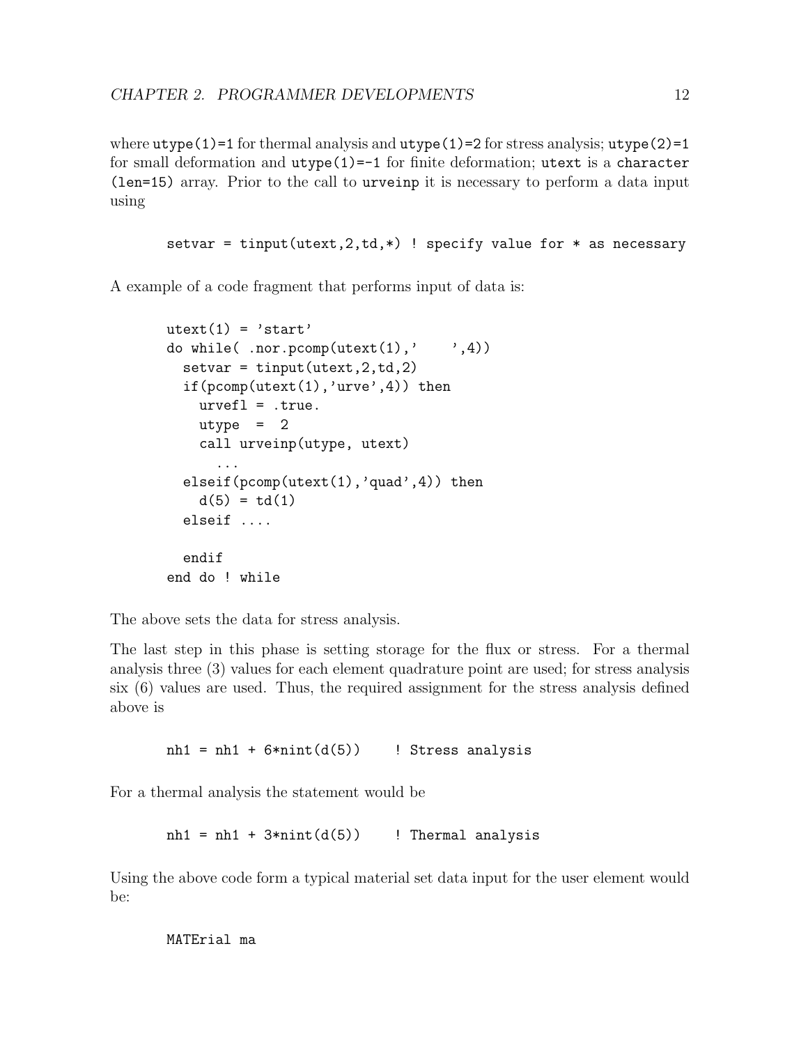where `utype(1)=1` for thermal analysis and `utype(1)=2` for stress analysis; `utype(2)=1` for small deformation and `utype(1)=-1` for finite deformation; `utext` is a `character (len=15)` array. Prior to the call to `urveinp` it is necessary to perform a data input using

```
setvar = tinput(utext,2,td,*) ! specify value for * as necessary
```

A example of a code fragment that performs input of data is:

```
utext(1) = 'start'
do while( .nor.pcomp(utext(1),'    ',4))
  setvar = tinput(utext,2,td,2)
  if(pcomp(utext(1),'urve',4)) then
    urvefl = .true.
    utype  =  2
    call urveinp(utype, utext)
      ...
  elseif(pcomp(utext(1),'quad',4)) then
    d(5) = td(1)
  elseif ....

  endif
end do ! while
```

The above sets the data for stress analysis.

The last step in this phase is setting storage for the flux or stress. For a thermal analysis three (3) values for each element quadrature point are used; for stress analysis six (6) values are used. Thus, the required assignment for the stress analysis defined above is

```
nh1 = nh1 + 6*nint(d(5))    ! Stress analysis
```

For a thermal analysis the statement would be

```
nh1 = nh1 + 3*nint(d(5))    ! Thermal analysis
```

Using the above code form a typical material set data input for the user element would be:

```
MATErial ma
```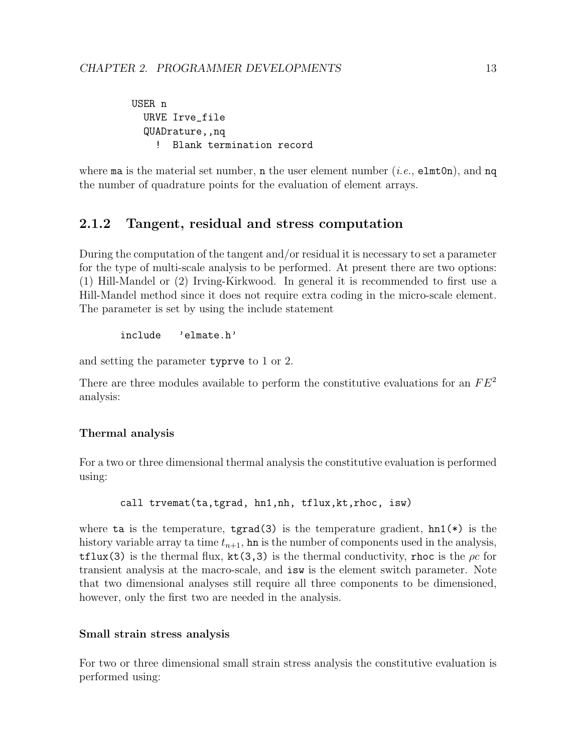```
USER n
  URVE Irve_file
  QUADrature,,nq
    !  Blank termination record
```

where `ma` is the material set number, `n` the user element number (*i.e.*, `elmt0n`), and `nq` the number of quadrature points for the evaluation of element arrays.

### 2.1.2 Tangent, residual and stress computation

During the computation of the tangent and/or residual it is necessary to set a parameter for the type of multi-scale analysis to be performed. At present there are two options: (1) Hill-Mandel or (2) Irving-Kirkwood. In general it is recommended to first use a Hill-Mandel method since it does not require extra coding in the micro-scale element. The parameter is set by using the include statement

```
include   'elmate.h'
```

and setting the parameter `typrve` to 1 or 2.

There are three modules available to perform the constitutive evaluations for an $FE^2$ analysis:

#### Thermal analysis

For a two or three dimensional thermal analysis the constitutive evaluation is performed using:

```
call trvemat(ta,tgrad, hn1,nh, tflux,kt,rhoc, isw)
```

where `ta` is the temperature, `tgrad(3)` is the temperature gradient, `hn1(*)` is the history variable array ta time $t_{n+1}$, `hn` is the number of components used in the analysis, `tflux(3)` is the thermal flux, `kt(3,3)` is the thermal conductivity, `rhoc` is the $\rho c$ for transient analysis at the macro-scale, and `isw` is the element switch parameter. Note that two dimensional analyses still require all three components to be dimensioned, however, only the first two are needed in the analysis.

#### Small strain stress analysis

For two or three dimensional small strain stress analysis the constitutive evaluation is performed using: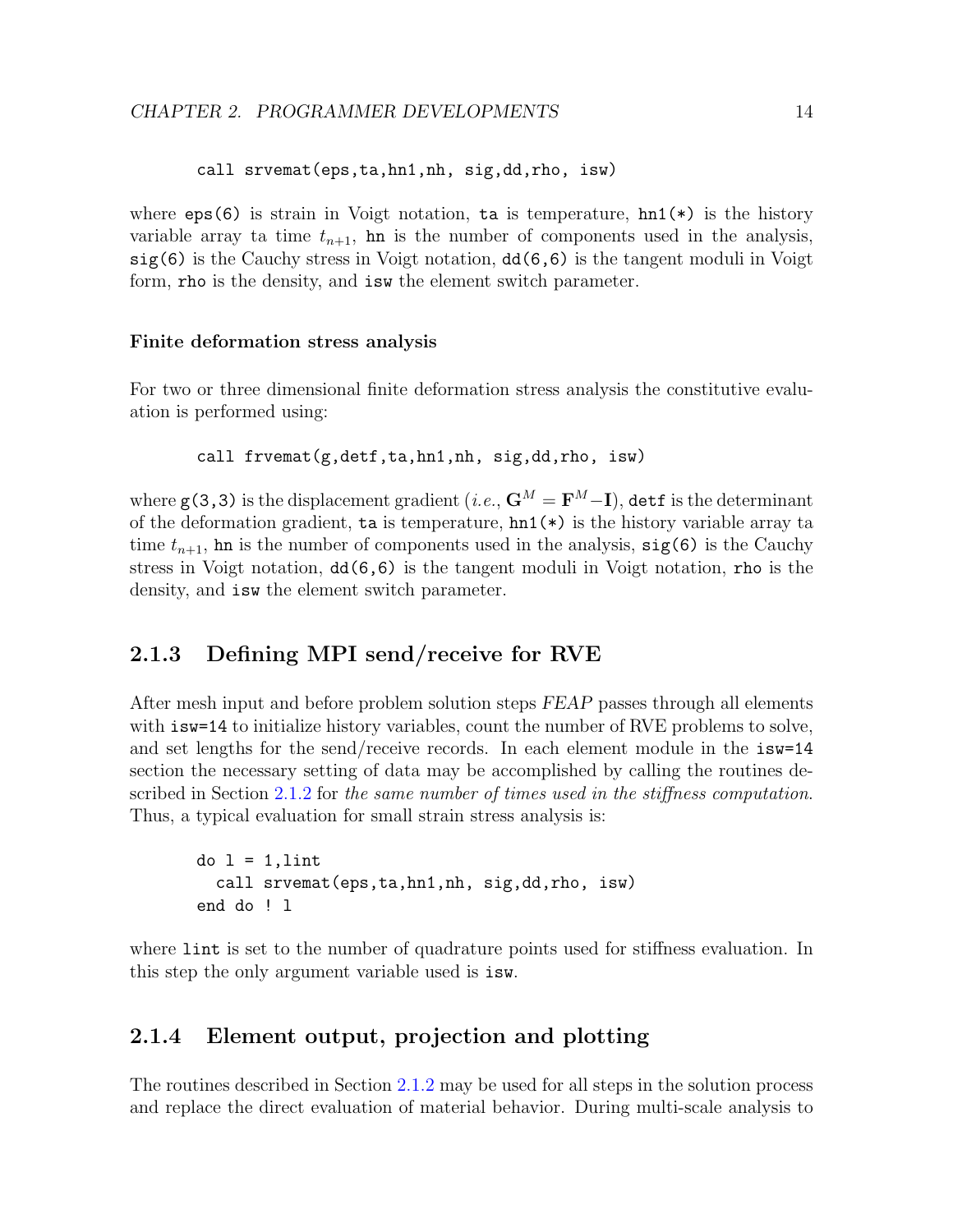```
call srvemat(eps,ta,hn1,nh, sig,dd,rho, isw)
```

where `eps(6)` is strain in Voigt notation, `ta` is temperature, `hn1(*)` is the history variable array ta time $t_{n+1}$, `hn` is the number of components used in the analysis, `sig(6)` is the Cauchy stress in Voigt notation, `dd(6,6)` is the tangent moduli in Voigt form, `rho` is the density, and `isw` the element switch parameter.

#### Finite deformation stress analysis

For two or three dimensional finite deformation stress analysis the constitutive evaluation is performed using:

```
call frvemat(g,detf,ta,hn1,nh, sig,dd,rho, isw)
```

where `g(3,3)` is the displacement gradient (*i.e.*, $\mathbf{G}^M = \mathbf{F}^M - \mathbf{I}$), `detf` is the determinant of the deformation gradient, `ta` is temperature, `hn1(*)` is the history variable array ta time $t_{n+1}$, `hn` is the number of components used in the analysis, `sig(6)` is the Cauchy stress in Voigt notation, `dd(6,6)` is the tangent moduli in Voigt notation, `rho` is the density, and `isw` the element switch parameter.

### 2.1.3 Defining MPI send/receive for RVE

After mesh input and before problem solution steps *FEAP* passes through all elements with `isw=14` to initialize history variables, count the number of RVE problems to solve, and set lengths for the send/receive records. In each element module in the `isw=14` section the necessary setting of data may be accomplished by calling the routines described in Section 2.1.2 for *the same number of times used in the stiffness computation*. Thus, a typical evaluation for small strain stress analysis is:

```
do l = 1,lint
  call srvemat(eps,ta,hn1,nh, sig,dd,rho, isw)
end do ! l
```

where `lint` is set to the number of quadrature points used for stiffness evaluation. In this step the only argument variable used is `isw`.

### 2.1.4 Element output, projection and plotting

The routines described in Section 2.1.2 may be used for all steps in the solution process and replace the direct evaluation of material behavior. During multi-scale analysis to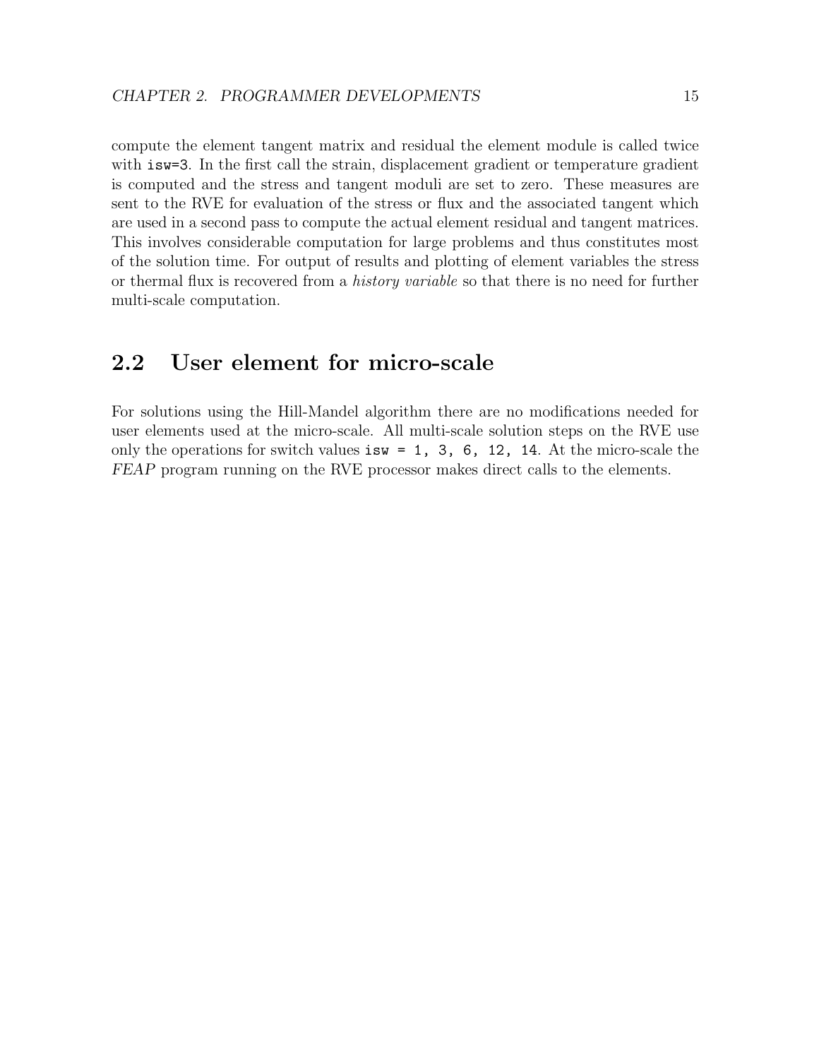compute the element tangent matrix and residual the element module is called twice with `isw=3`. In the first call the strain, displacement gradient or temperature gradient is computed and the stress and tangent moduli are set to zero. These measures are sent to the RVE for evaluation of the stress or flux and the associated tangent which are used in a second pass to compute the actual element residual and tangent matrices. This involves considerable computation for large problems and thus constitutes most of the solution time. For output of results and plotting of element variables the stress or thermal flux is recovered from a *history variable* so that there is no need for further multi-scale computation.

## 2.2 User element for micro-scale

For solutions using the Hill-Mandel algorithm there are no modifications needed for user elements used at the micro-scale. All multi-scale solution steps on the RVE use only the operations for switch values `isw = 1, 3, 6, 12, 14`. At the micro-scale the *FEAP* program running on the RVE processor makes direct calls to the elements.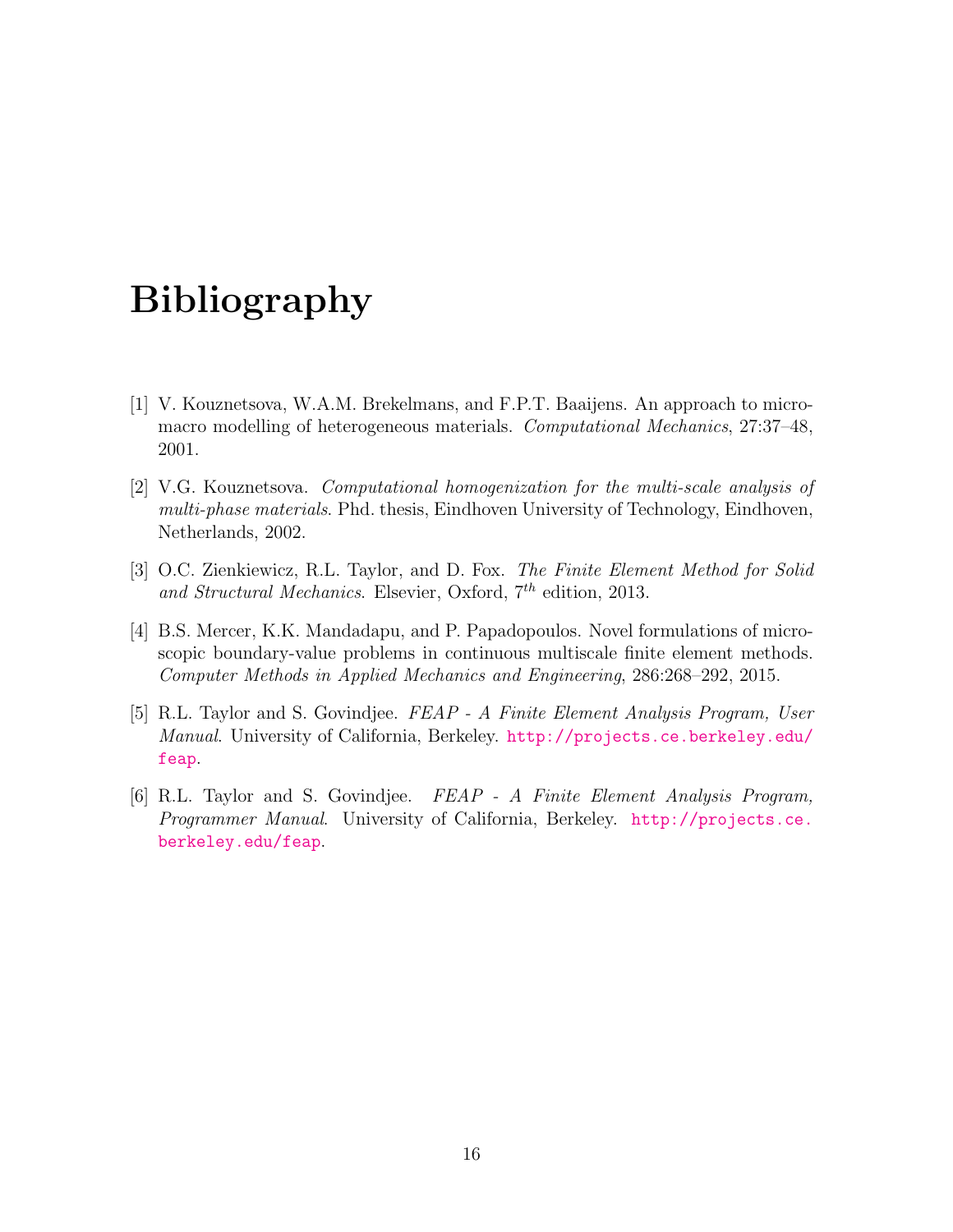# Bibliography

[1] V. Kouznetsova, W.A.M. Brekelmans, and F.P.T. Baaijens. An approach to micro-macro modelling of heterogeneous materials. *Computational Mechanics*, 27:37–48, 2001.

[2] V.G. Kouznetsova. *Computational homogenization for the multi-scale analysis of multi-phase materials*. Phd. thesis, Eindhoven University of Technology, Eindhoven, Netherlands, 2002.

[3] O.C. Zienkiewicz, R.L. Taylor, and D. Fox. *The Finite Element Method for Solid and Structural Mechanics*. Elsevier, Oxford, $7^{th}$ edition, 2013.

[4] B.S. Mercer, K.K. Mandadapu, and P. Papadopoulos. Novel formulations of microscopic boundary-value problems in continuous multiscale finite element methods. *Computer Methods in Applied Mechanics and Engineering*, 286:268–292, 2015.

[5] R.L. Taylor and S. Govindjee. *FEAP - A Finite Element Analysis Program, User Manual*. University of California, Berkeley. http://projects.ce.berkeley.edu/feap.

[6] R.L. Taylor and S. Govindjee. *FEAP - A Finite Element Analysis Program, Programmer Manual*. University of California, Berkeley. http://projects.ce.berkeley.edu/feap.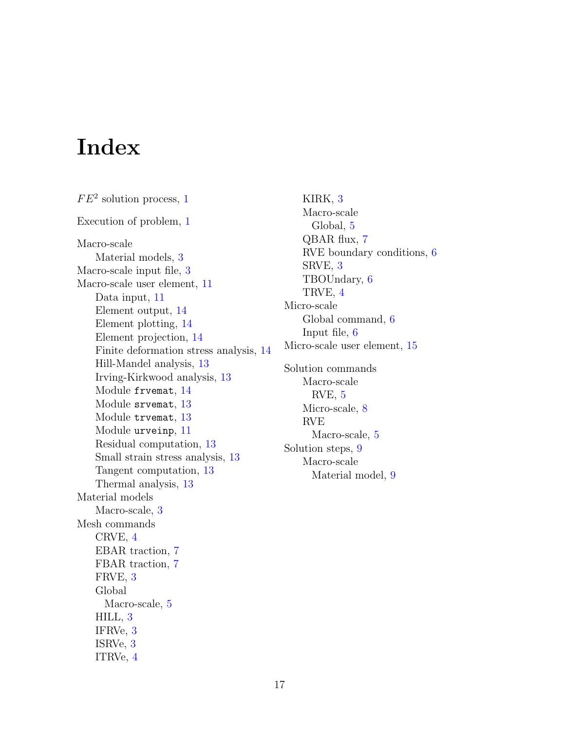# Index

$FE^2$ solution process, 1

Execution of problem, 1

Macro-scale
- Material models, 3

Macro-scale input file, 3

Macro-scale user element, 11
- Data input, 11
- Element output, 14
- Element plotting, 14
- Element projection, 14
- Finite deformation stress analysis, 14
- Hill-Mandel analysis, 13
- Irving-Kirkwood analysis, 13
- Module `frvemat`, 14
- Module `srvemat`, 13
- Module `trvemat`, 13
- Module `urveinp`, 11
- Residual computation, 13
- Small strain stress analysis, 13
- Tangent computation, 13
- Thermal analysis, 13

Material models
- Macro-scale, 3

Mesh commands
- CRVE, 4
- EBAR traction, 7
- FBAR traction, 7
- FRVE, 3
- Global
  - Macro-scale, 5
- HILL, 3
- IFRVe, 3
- ISRVe, 3
- ITRVe, 4
- KIRK, 3
- Macro-scale
  - Global, 5
- QBAR flux, 7
- RVE boundary conditions, 6
- SRVE, 3
- TBOUndary, 6
- TRVE, 4

Micro-scale
- Global command, 6
- Input file, 6

Micro-scale user element, 15

Solution commands
- Macro-scale
  - RVE, 5
- Micro-scale, 8
- RVE
  - Macro-scale, 5

Solution steps, 9
- Macro-scale
  - Material model, 9